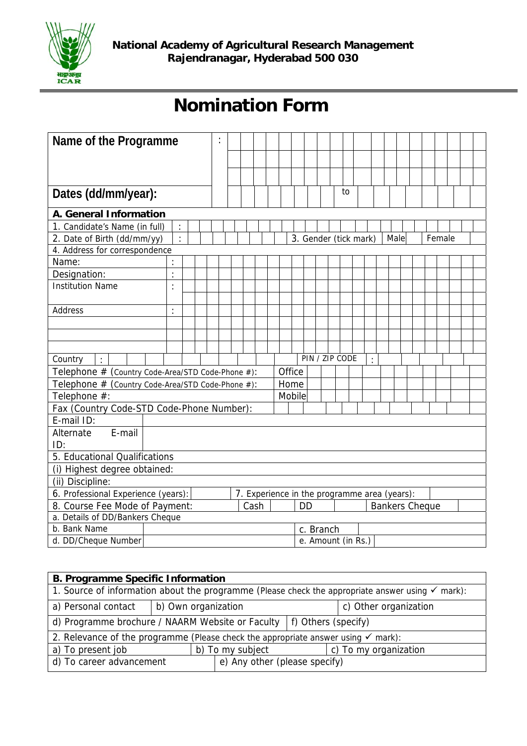**National Academy of Agricultural Research Management**
**Rajendranagar, Hyderabad 500 030**

# Nomination Form

| | |
|---|---|
| **Name of the Programme** | : |
| **Dates (dd/mm/year):** | to |

| **A. General Information** | | | |
|---|---|---|---|
| 1. Candidate's Name (in full) | : | | |
| 2. Date of Birth (dd/mm/yy) | : | 3. Gender (tick mark) | Male / Female |
| 4. Address for correspondence | | | |
| Name: | : | | |
| Designation: | : | | |
| Institution Name | : | | |
| Address | : | | |
| Country | : | PIN / ZIP CODE | : |
| Telephone # (Country Code-Area/STD Code-Phone #): | Office | | |
| Telephone # (Country Code-Area/STD Code-Phone #): | Home | | |
| Telephone #: | Mobile | | |
| Fax (Country Code-STD Code-Phone Number): | | | |
| E-mail ID: | | | |
| Alternate E-mail ID: | | | |
| 5. Educational Qualifications | | | |
| (i) Highest degree obtained: | | | |
| (ii) Discipline: | | | |
| 6. Professional Experience (years): | | 7. Experience in the programme area (years): | |
| 8. Course Fee Mode of Payment: | Cash | DD | Bankers Cheque |
| a. Details of DD/Bankers Cheque | | | |
| b. Bank Name | | c. Branch | |
| d. DD/Cheque Number | | e. Amount (in Rs.) | |

| **B. Programme Specific Information** | | |
|---|---|---|
| 1. Source of information about the programme (Please check the appropriate answer using ✓ mark): | | |
| a) Personal contact | b) Own organization | c) Other organization |
| d) Programme brochure / NAARM Website or Faculty | f) Others (specify) | |
| 2. Relevance of the programme (Please check the appropriate answer using ✓ mark): | | |
| a) To present job | b) To my subject | c) To my organization |
| d) To career advancement | e) Any other (please specify) | |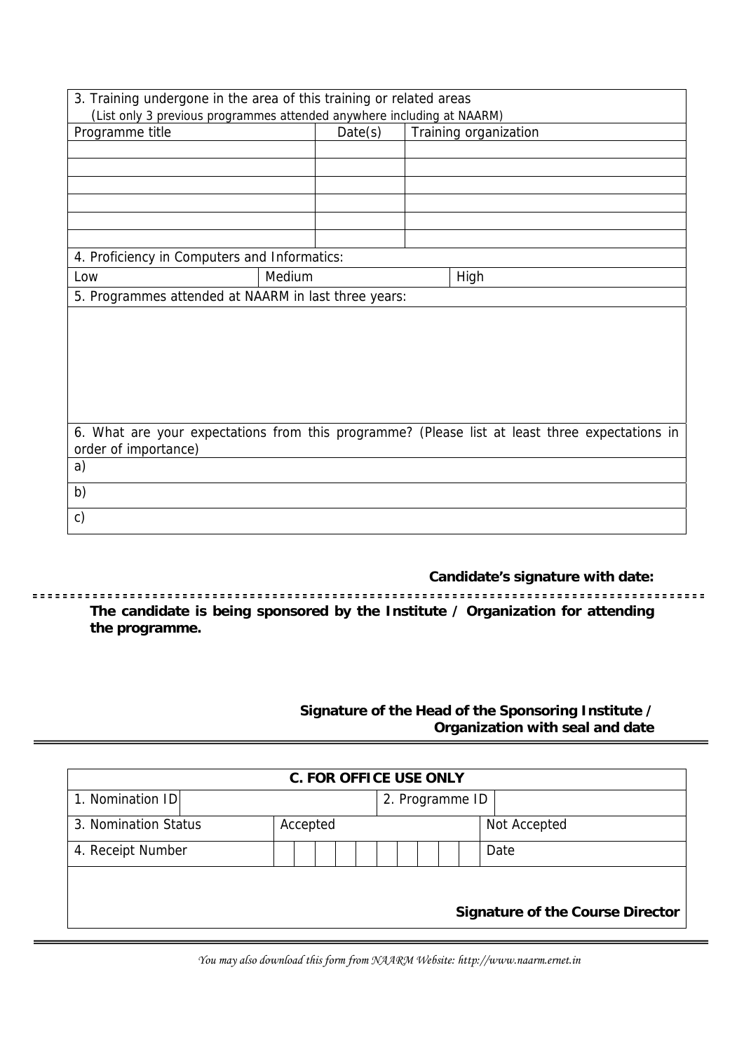| 3. Training undergone in the area of this training or related areas (List only 3 previous programmes attended anywhere including at NAARM) | | |
|---|---|---|
| Programme title | Date(s) | Training organization |
| | | |
| | | |
| | | |
| | | |
| | | |
| | | |

4. Proficiency in Computers and Informatics:

| Low | Medium | High |
|---|---|---|

5. Programmes attended at NAARM in last three years:

6. What are your expectations from this programme? (Please list at least three expectations in order of importance)

a)

b)

c)

**Candidate's signature with date:**

---

**The candidate is being sponsored by the Institute / Organization for attending the programme.**

**Signature of the Head of the Sponsoring Institute / Organization with seal and date**

---

| C. FOR OFFICE USE ONLY | | | |
|---|---|---|---|
| 1. Nomination ID | | 2. Programme ID | |
| 3. Nomination Status | Accepted | | Not Accepted |
| 4. Receipt Number | | | Date |

**Signature of the Course Director**

*You may also download this form from NAARM Website: http://www.naarm.ernet.in*